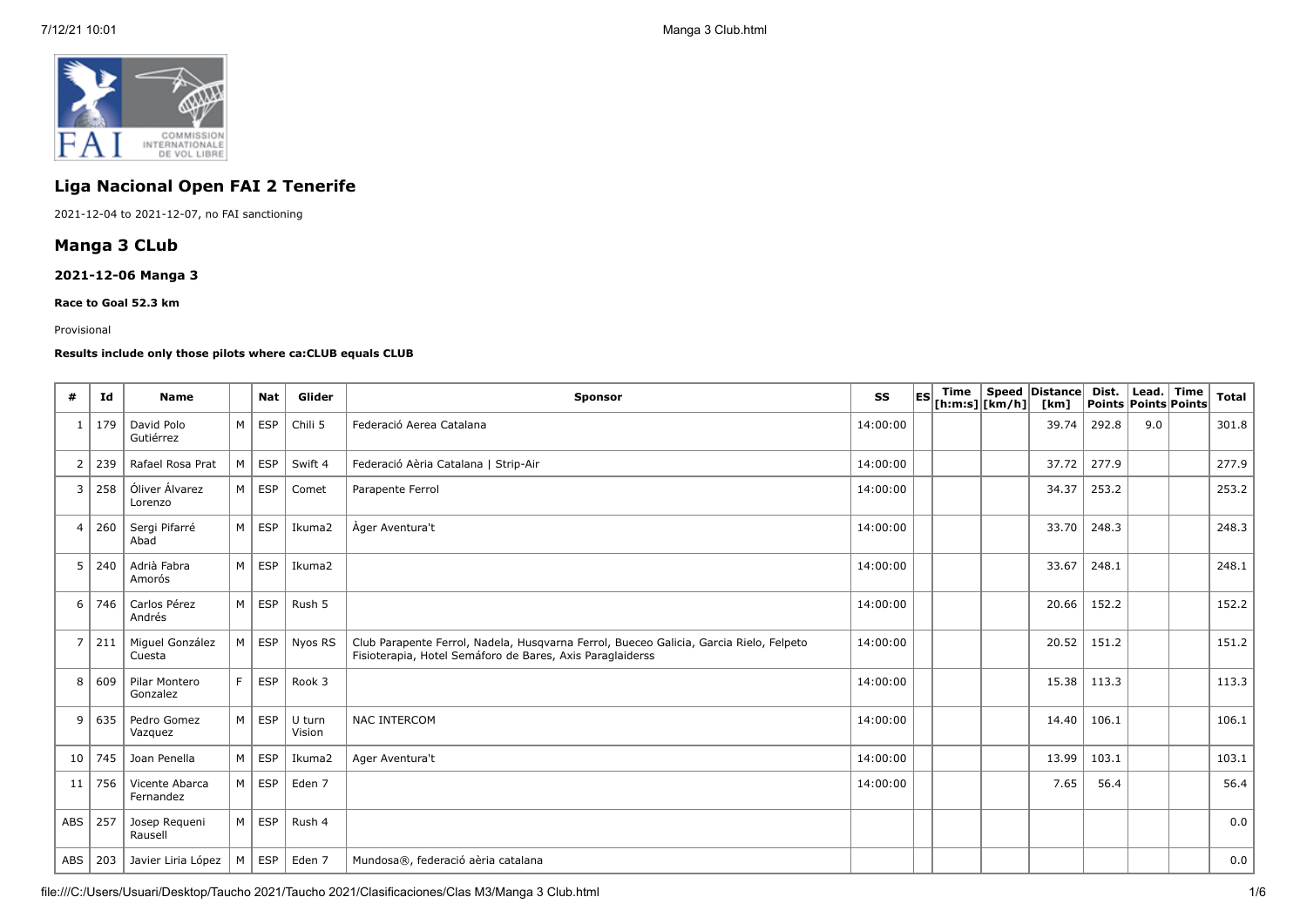## Liga Nacional Open FAI 2 Tenerife

2021-12-04 to 2021-12-07, no FAI sanctioning

## Manga 3 CLub

### 2021-12-06 Manga 3

**Race to Goal 52.3 km**

Provisional

**Results include only those pilots where ca:CLUB equals CLUB**

| # | Id | Name | | Nat | Glider | Sponsor | SS | ES | Time [h:m:s] | Speed [km/h] | Distance [km] | Dist. Points | Lead. Points | Time Points | Total |
|---|---|---|---|---|---|---|---|---|---|---|---|---|---|---|---|
| 1 | 179 | David Polo Gutiérrez | M | ESP | Chili 5 | Federació Aerea Catalana | 14:00:00 | | | | 39.74 | 292.8 | 9.0 | | 301.8 |
| 2 | 239 | Rafael Rosa Prat | M | ESP | Swift 4 | Federació Aèria Catalana \| Strip-Air | 14:00:00 | | | | 37.72 | 277.9 | | | 277.9 |
| 3 | 258 | Óliver Álvarez Lorenzo | M | ESP | Comet | Parapente Ferrol | 14:00:00 | | | | 34.37 | 253.2 | | | 253.2 |
| 4 | 260 | Sergi Pifarré Abad | M | ESP | Ikuma2 | Àger Aventura't | 14:00:00 | | | | 33.70 | 248.3 | | | 248.3 |
| 5 | 240 | Adrià Fabra Amorós | M | ESP | Ikuma2 | | 14:00:00 | | | | 33.67 | 248.1 | | | 248.1 |
| 6 | 746 | Carlos Pérez Andrés | M | ESP | Rush 5 | | 14:00:00 | | | | 20.66 | 152.2 | | | 152.2 |
| 7 | 211 | Miguel González Cuesta | M | ESP | Nyos RS | Club Parapente Ferrol, Nadela, Husqvarna Ferrol, Bueceo Galicia, Garcia Rielo, Felpeto Fisioterapia, Hotel Semáforo de Bares, Axis Paraglaiderss | 14:00:00 | | | | 20.52 | 151.2 | | | 151.2 |
| 8 | 609 | Pilar Montero Gonzalez | F | ESP | Rook 3 | | 14:00:00 | | | | 15.38 | 113.3 | | | 113.3 |
| 9 | 635 | Pedro Gomez Vazquez | M | ESP | U turn Vision | NAC INTERCOM | 14:00:00 | | | | 14.40 | 106.1 | | | 106.1 |
| 10 | 745 | Joan Penella | M | ESP | Ikuma2 | Ager Aventura't | 14:00:00 | | | | 13.99 | 103.1 | | | 103.1 |
| 11 | 756 | Vicente Abarca Fernandez | M | ESP | Eden 7 | | 14:00:00 | | | | 7.65 | 56.4 | | | 56.4 |
| ABS | 257 | Josep Requeni Rausell | M | ESP | Rush 4 | | | | | | | | | | 0.0 |
| ABS | 203 | Javier Liria López | M | ESP | Eden 7 | Mundosa®, federació aèria catalana | | | | | | | | | 0.0 |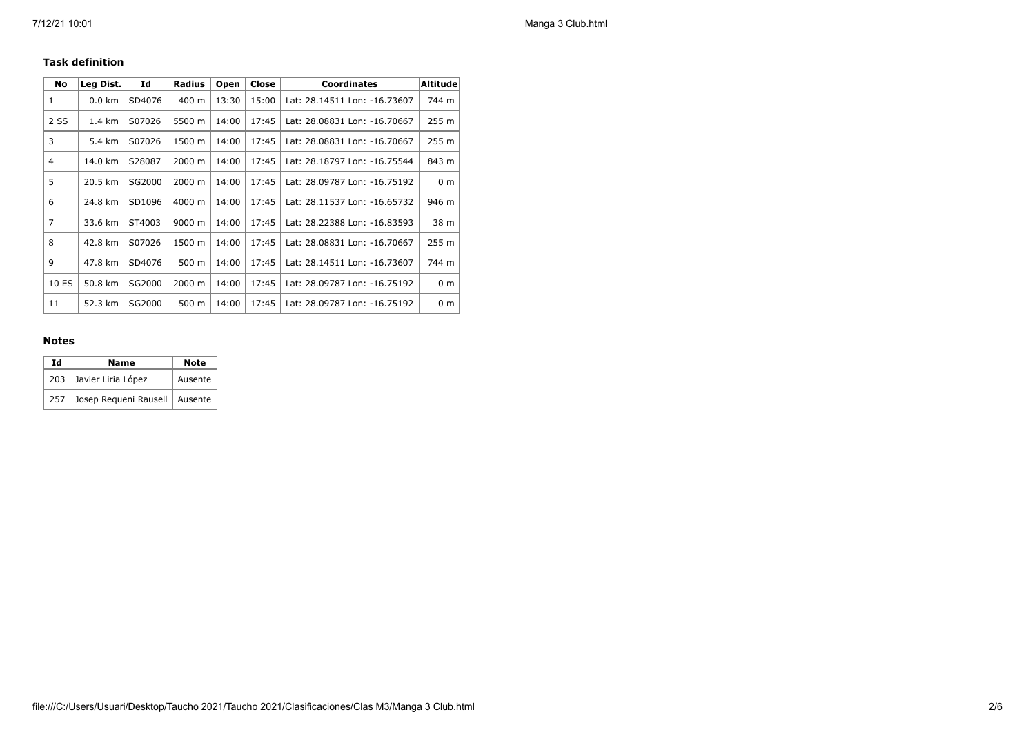### Task definition

| No | Leg Dist. | Id | Radius | Open | Close | Coordinates | Altitude |
|---|---|---|---|---|---|---|---|
| 1 | 0.0 km | SD4076 | 400 m | 13:30 | 15:00 | Lat: 28.14511 Lon: -16.73607 | 744 m |
| 2 SS | 1.4 km | S07026 | 5500 m | 14:00 | 17:45 | Lat: 28.08831 Lon: -16.70667 | 255 m |
| 3 | 5.4 km | S07026 | 1500 m | 14:00 | 17:45 | Lat: 28.08831 Lon: -16.70667 | 255 m |
| 4 | 14.0 km | S28087 | 2000 m | 14:00 | 17:45 | Lat: 28.18797 Lon: -16.75544 | 843 m |
| 5 | 20.5 km | SG2000 | 2000 m | 14:00 | 17:45 | Lat: 28.09787 Lon: -16.75192 | 0 m |
| 6 | 24.8 km | SD1096 | 4000 m | 14:00 | 17:45 | Lat: 28.11537 Lon: -16.65732 | 946 m |
| 7 | 33.6 km | ST4003 | 9000 m | 14:00 | 17:45 | Lat: 28.22388 Lon: -16.83593 | 38 m |
| 8 | 42.8 km | S07026 | 1500 m | 14:00 | 17:45 | Lat: 28.08831 Lon: -16.70667 | 255 m |
| 9 | 47.8 km | SD4076 | 500 m | 14:00 | 17:45 | Lat: 28.14511 Lon: -16.73607 | 744 m |
| 10 ES | 50.8 km | SG2000 | 2000 m | 14:00 | 17:45 | Lat: 28.09787 Lon: -16.75192 | 0 m |
| 11 | 52.3 km | SG2000 | 500 m | 14:00 | 17:45 | Lat: 28.09787 Lon: -16.75192 | 0 m |

### Notes

| Id | Name | Note |
|---|---|---|
| 203 | Javier Liria López | Ausente |
| 257 | Josep Requeni Rausell | Ausente |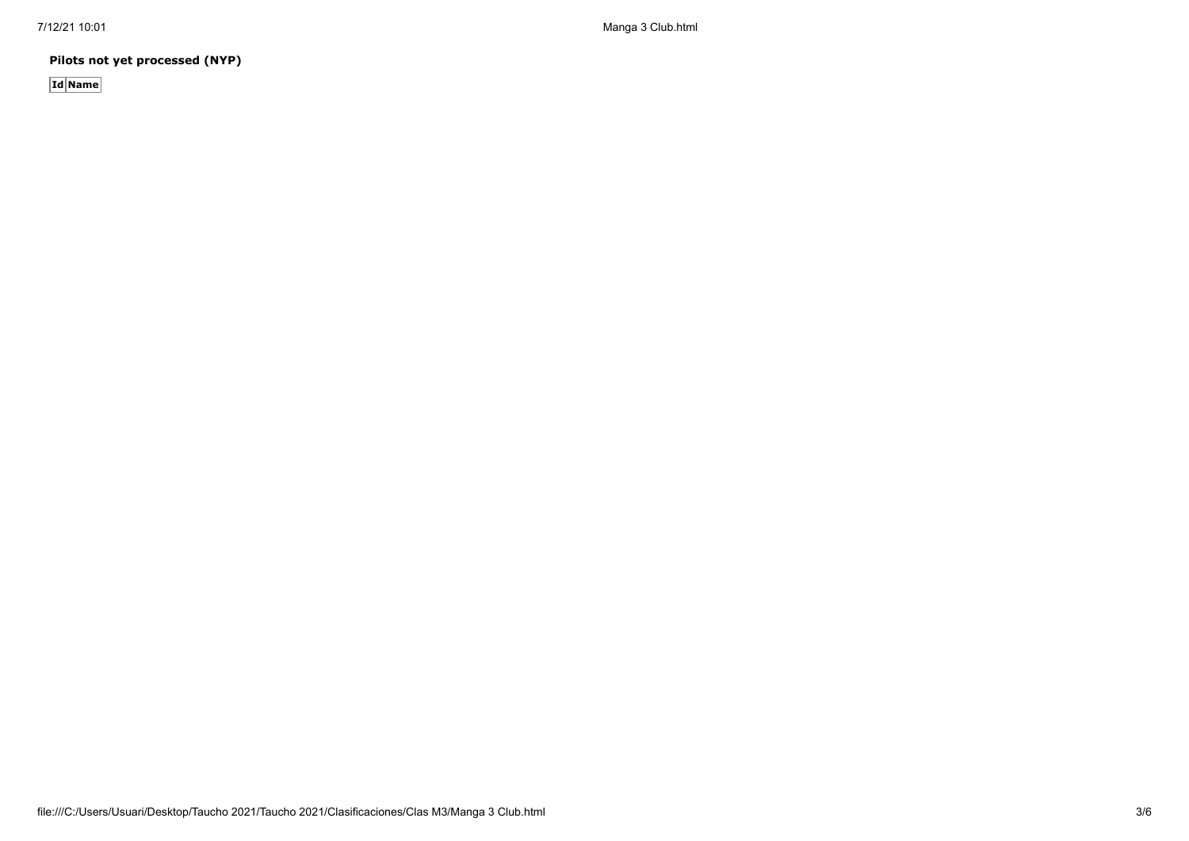**Pilots not yet processed (NYP)**

| Id | Name |
|---|---|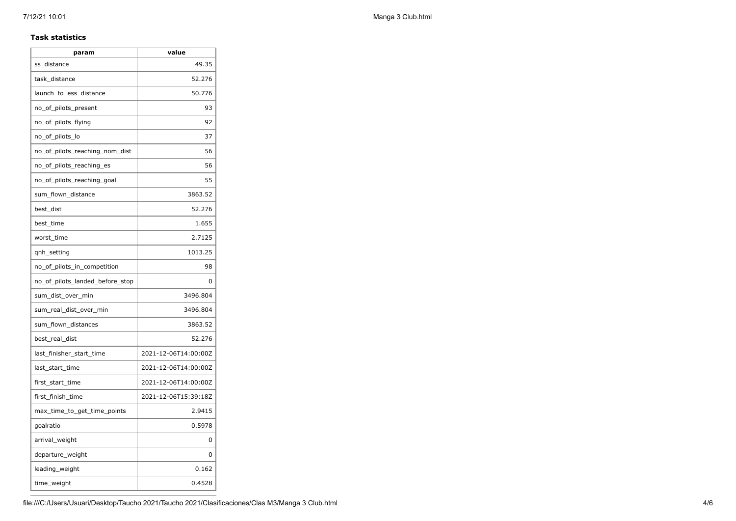**Task statistics**

| param | value |
|---|---|
| ss_distance | 49.35 |
| task_distance | 52.276 |
| launch_to_ess_distance | 50.776 |
| no_of_pilots_present | 93 |
| no_of_pilots_flying | 92 |
| no_of_pilots_lo | 37 |
| no_of_pilots_reaching_nom_dist | 56 |
| no_of_pilots_reaching_es | 56 |
| no_of_pilots_reaching_goal | 55 |
| sum_flown_distance | 3863.52 |
| best_dist | 52.276 |
| best_time | 1.655 |
| worst_time | 2.7125 |
| qnh_setting | 1013.25 |
| no_of_pilots_in_competition | 98 |
| no_of_pilots_landed_before_stop | 0 |
| sum_dist_over_min | 3496.804 |
| sum_real_dist_over_min | 3496.804 |
| sum_flown_distances | 3863.52 |
| best_real_dist | 52.276 |
| last_finisher_start_time | 2021-12-06T14:00:00Z |
| last_start_time | 2021-12-06T14:00:00Z |
| first_start_time | 2021-12-06T14:00:00Z |
| first_finish_time | 2021-12-06T15:39:18Z |
| max_time_to_get_time_points | 2.9415 |
| goalratio | 0.5978 |
| arrival_weight | 0 |
| departure_weight | 0 |
| leading_weight | 0.162 |
| time_weight | 0.4528 |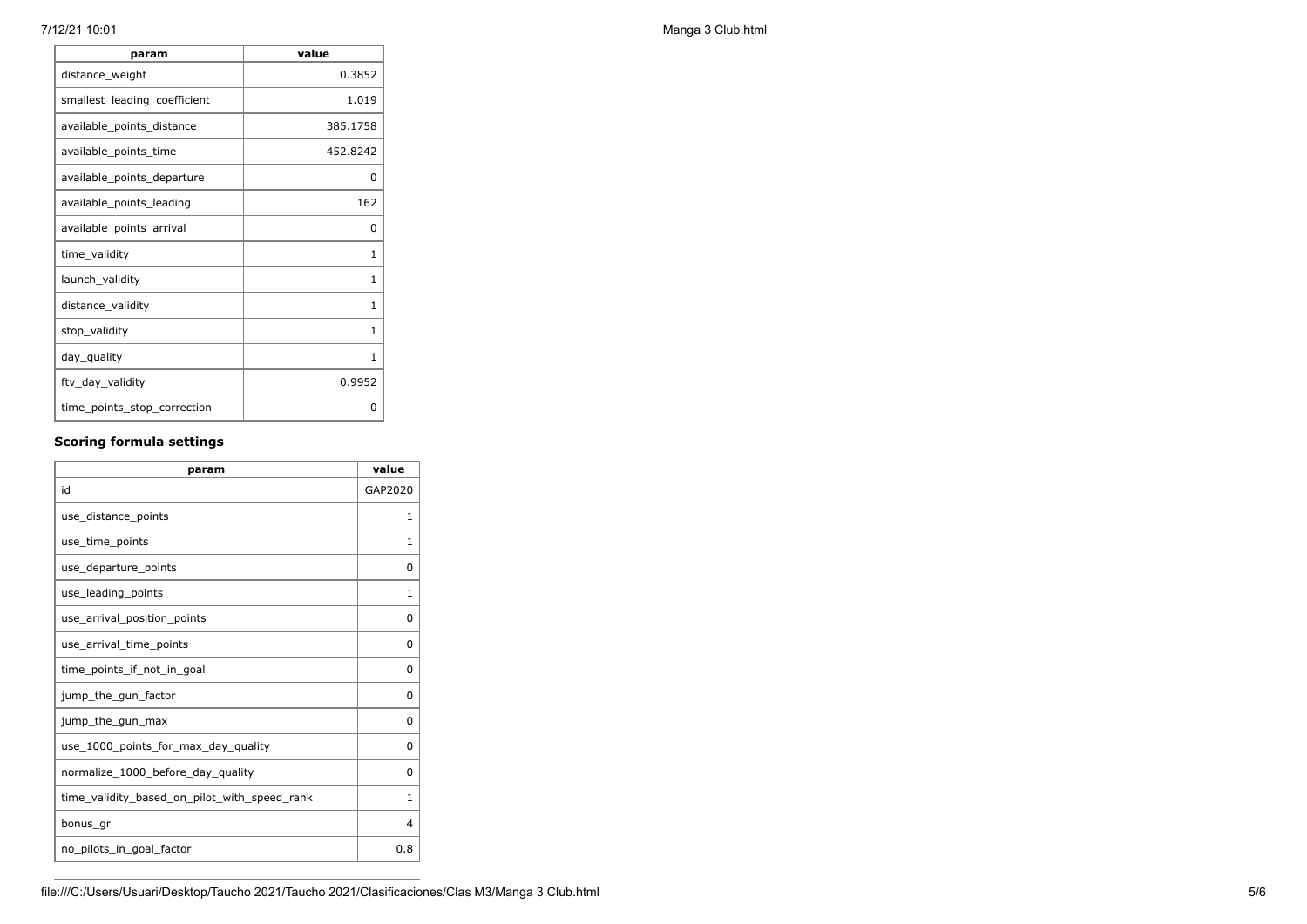| param | value |
| --- | --- |
| distance_weight | 0.3852 |
| smallest_leading_coefficient | 1.019 |
| available_points_distance | 385.1758 |
| available_points_time | 452.8242 |
| available_points_departure | 0 |
| available_points_leading | 162 |
| available_points_arrival | 0 |
| time_validity | 1 |
| launch_validity | 1 |
| distance_validity | 1 |
| stop_validity | 1 |
| day_quality | 1 |
| ftv_day_validity | 0.9952 |
| time_points_stop_correction | 0 |

### Scoring formula settings

| param | value |
| --- | --- |
| id | GAP2020 |
| use_distance_points | 1 |
| use_time_points | 1 |
| use_departure_points | 0 |
| use_leading_points | 1 |
| use_arrival_position_points | 0 |
| use_arrival_time_points | 0 |
| time_points_if_not_in_goal | 0 |
| jump_the_gun_factor | 0 |
| jump_the_gun_max | 0 |
| use_1000_points_for_max_day_quality | 0 |
| normalize_1000_before_day_quality | 0 |
| time_validity_based_on_pilot_with_speed_rank | 1 |
| bonus_gr | 4 |
| no_pilots_in_goal_factor | 0.8 |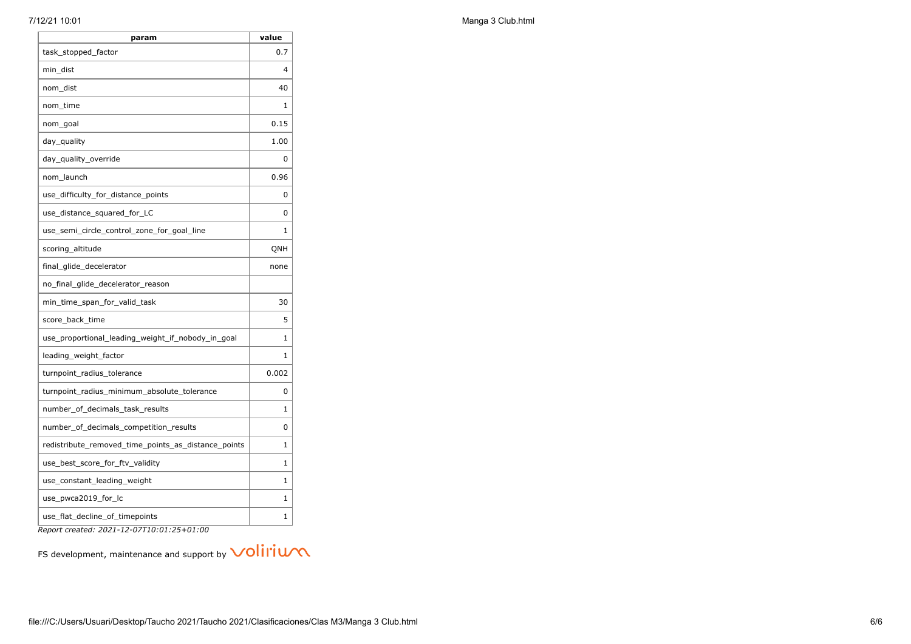| param | value |
| --- | --- |
| task_stopped_factor | 0.7 |
| min_dist | 4 |
| nom_dist | 40 |
| nom_time | 1 |
| nom_goal | 0.15 |
| day_quality | 1.00 |
| day_quality_override | 0 |
| nom_launch | 0.96 |
| use_difficulty_for_distance_points | 0 |
| use_distance_squared_for_LC | 0 |
| use_semi_circle_control_zone_for_goal_line | 1 |
| scoring_altitude | QNH |
| final_glide_decelerator | none |
| no_final_glide_decelerator_reason | |
| min_time_span_for_valid_task | 30 |
| score_back_time | 5 |
| use_proportional_leading_weight_if_nobody_in_goal | 1 |
| leading_weight_factor | 1 |
| turnpoint_radius_tolerance | 0.002 |
| turnpoint_radius_minimum_absolute_tolerance | 0 |
| number_of_decimals_task_results | 1 |
| number_of_decimals_competition_results | 0 |
| redistribute_removed_time_points_as_distance_points | 1 |
| use_best_score_for_ftv_validity | 1 |
| use_constant_leading_weight | 1 |
| use_pwca2019_for_lc | 1 |
| use_flat_decline_of_timepoints | 1 |

*Report created: 2021-12-07T10:01:25+01:00*

FS development, maintenance and support by volirium